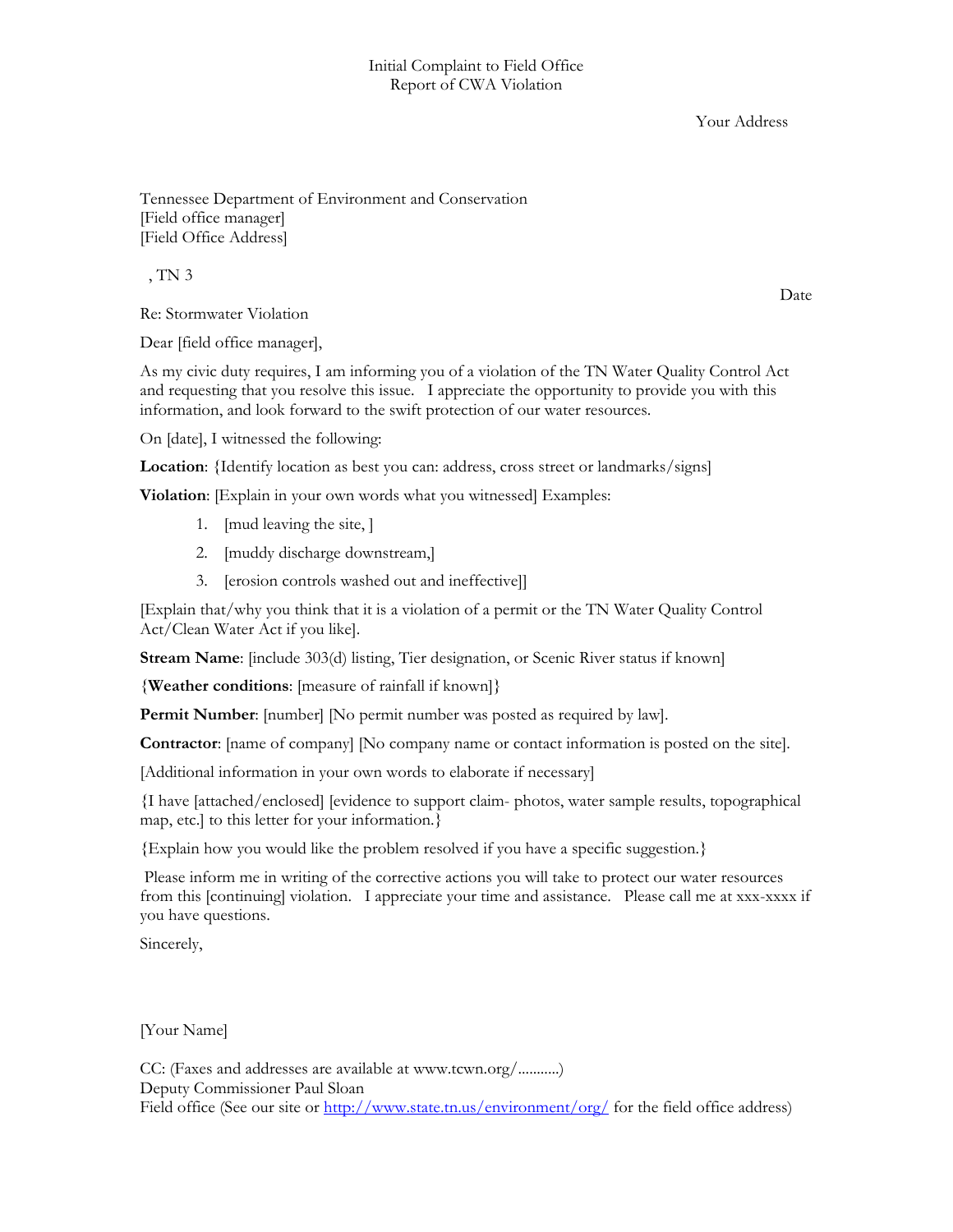Initial Complaint to Field Office
Report of CWA Violation

Your Address

Tennessee Department of Environment and Conservation
[Field office manager]
[Field Office Address]

, TN 3

Date

Re: Stormwater Violation

Dear [field office manager],

As my civic duty requires, I am informing you of a violation of the TN Water Quality Control Act and requesting that you resolve this issue. I appreciate the opportunity to provide you with this information, and look forward to the swift protection of our water resources.

On [date], I witnessed the following:

**Location**: {Identify location as best you can: address, cross street or landmarks/signs]

**Violation**: [Explain in your own words what you witnessed] Examples:

1. [mud leaving the site, ]
2. [muddy discharge downstream,]
3. [erosion controls washed out and ineffective]]

[Explain that/why you think that it is a violation of a permit or the TN Water Quality Control Act/Clean Water Act if you like].

**Stream Name**: [include 303(d) listing, Tier designation, or Scenic River status if known]

{**Weather conditions**: [measure of rainfall if known]}

**Permit Number**: [number] [No permit number was posted as required by law].

**Contractor**: [name of company] [No company name or contact information is posted on the site].

[Additional information in your own words to elaborate if necessary]

{I have [attached/enclosed] [evidence to support claim- photos, water sample results, topographical map, etc.] to this letter for your information.}

{Explain how you would like the problem resolved if you have a specific suggestion.}

Please inform me in writing of the corrective actions you will take to protect our water resources from this [continuing] violation. I appreciate your time and assistance. Please call me at xxx-xxxx if you have questions.

Sincerely,

[Your Name]

CC: (Faxes and addresses are available at www.tcwn.org/...........)
Deputy Commissioner Paul Sloan
Field office (See our site or http://www.state.tn.us/environment/org/ for the field office address)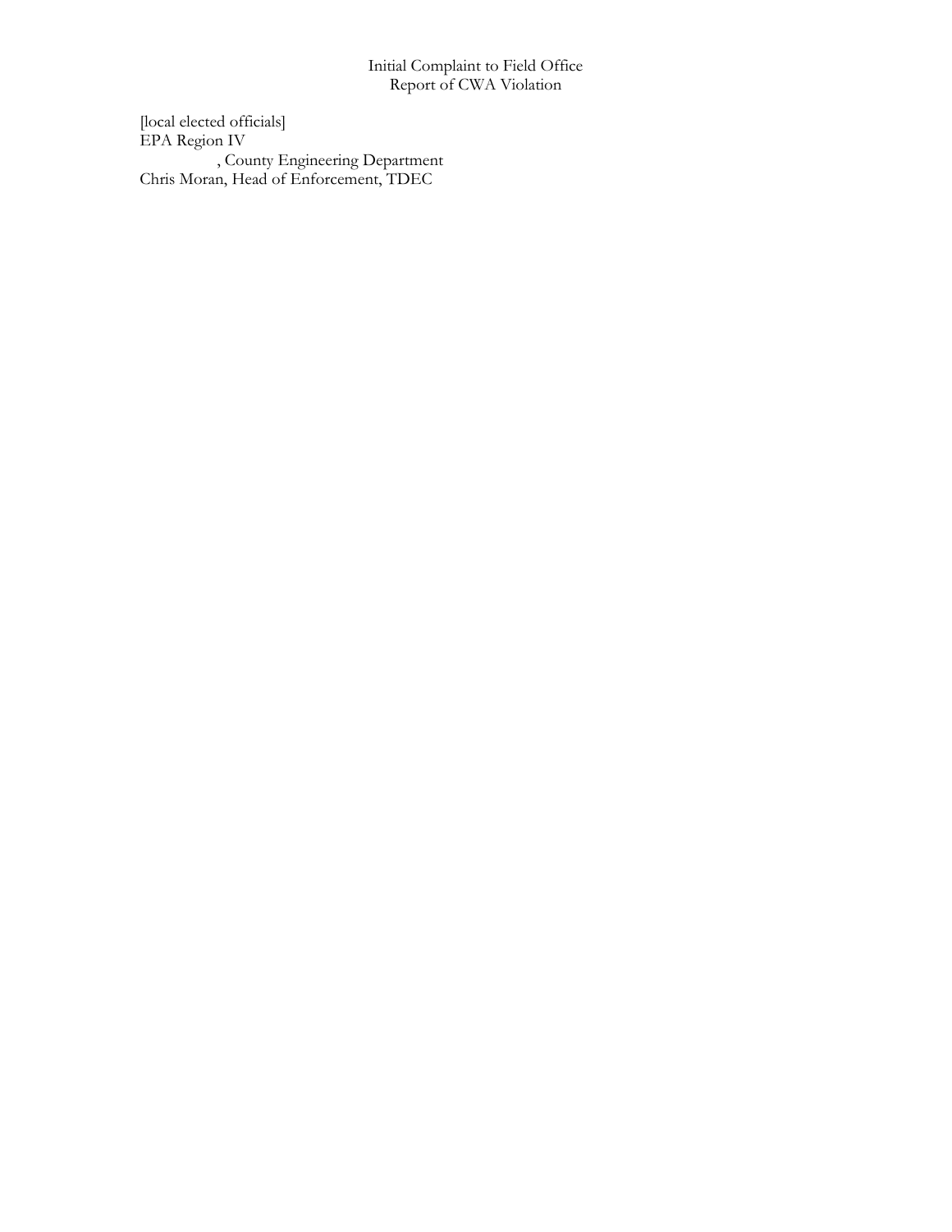Initial Complaint to Field Office
Report of CWA Violation

[local elected officials]
EPA Region IV
, County Engineering Department
Chris Moran, Head of Enforcement, TDEC